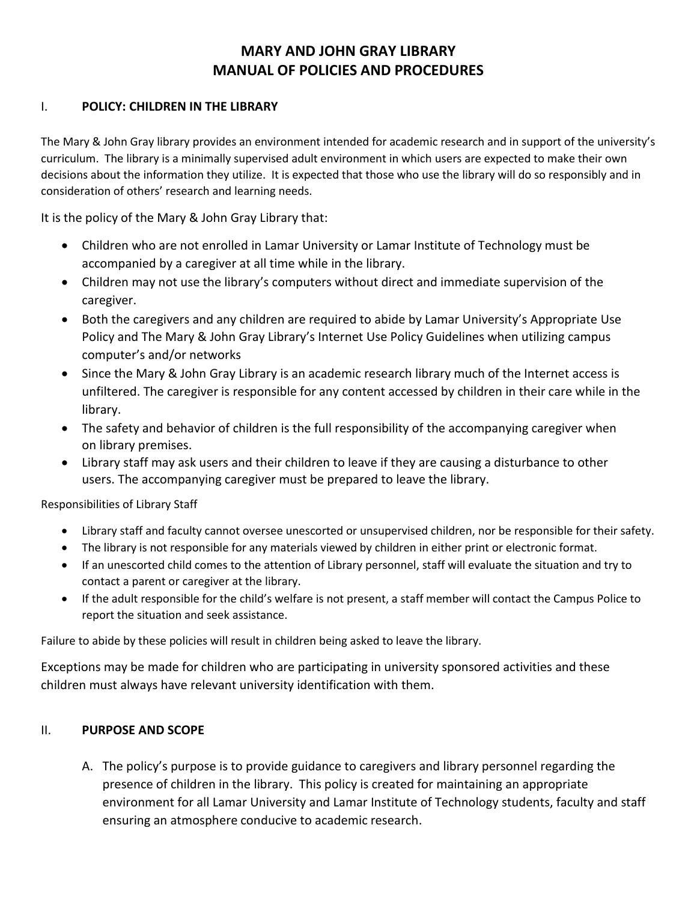# MARY AND JOHN GRAY LIBRARY
# MANUAL OF POLICIES AND PROCEDURES

## I. POLICY: CHILDREN IN THE LIBRARY

The Mary & John Gray library provides an environment intended for academic research and in support of the university's curriculum. The library is a minimally supervised adult environment in which users are expected to make their own decisions about the information they utilize. It is expected that those who use the library will do so responsibly and in consideration of others' research and learning needs.

It is the policy of the Mary & John Gray Library that:

- Children who are not enrolled in Lamar University or Lamar Institute of Technology must be accompanied by a caregiver at all time while in the library.
- Children may not use the library's computers without direct and immediate supervision of the caregiver.
- Both the caregivers and any children are required to abide by Lamar University's Appropriate Use Policy and The Mary & John Gray Library's Internet Use Policy Guidelines when utilizing campus computer's and/or networks
- Since the Mary & John Gray Library is an academic research library much of the Internet access is unfiltered. The caregiver is responsible for any content accessed by children in their care while in the library.
- The safety and behavior of children is the full responsibility of the accompanying caregiver when on library premises.
- Library staff may ask users and their children to leave if they are causing a disturbance to other users. The accompanying caregiver must be prepared to leave the library.

Responsibilities of Library Staff

- Library staff and faculty cannot oversee unescorted or unsupervised children, nor be responsible for their safety.
- The library is not responsible for any materials viewed by children in either print or electronic format.
- If an unescorted child comes to the attention of Library personnel, staff will evaluate the situation and try to contact a parent or caregiver at the library.
- If the adult responsible for the child's welfare is not present, a staff member will contact the Campus Police to report the situation and seek assistance.

Failure to abide by these policies will result in children being asked to leave the library.

Exceptions may be made for children who are participating in university sponsored activities and these children must always have relevant university identification with them.

## II. PURPOSE AND SCOPE

A. The policy's purpose is to provide guidance to caregivers and library personnel regarding the presence of children in the library. This policy is created for maintaining an appropriate environment for all Lamar University and Lamar Institute of Technology students, faculty and staff ensuring an atmosphere conducive to academic research.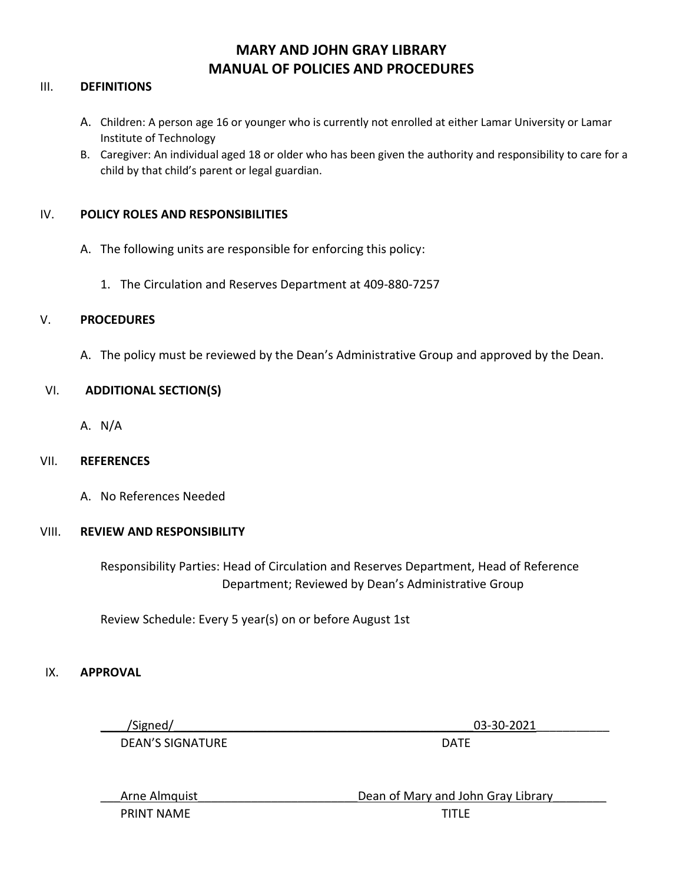# MARY AND JOHN GRAY LIBRARY
# MANUAL OF POLICIES AND PROCEDURES

## III. DEFINITIONS

A. Children: A person age 16 or younger who is currently not enrolled at either Lamar University or Lamar Institute of Technology

B. Caregiver: An individual aged 18 or older who has been given the authority and responsibility to care for a child by that child's parent or legal guardian.

## IV. POLICY ROLES AND RESPONSIBILITIES

A. The following units are responsible for enforcing this policy:

1. The Circulation and Reserves Department at 409-880-7257

## V. PROCEDURES

A. The policy must be reviewed by the Dean's Administrative Group and approved by the Dean.

## VI. ADDITIONAL SECTION(S)

A. N/A

## VII. REFERENCES

A. No References Needed

## VIII. REVIEW AND RESPONSIBILITY

Responsibility Parties: Head of Circulation and Reserves Department, Head of Reference Department; Reviewed by Dean's Administrative Group

Review Schedule: Every 5 year(s) on or before August 1st

## IX. APPROVAL

/Signed/ — 03-30-2021

DEAN'S SIGNATURE — DATE

Arne Almquist — Dean of Mary and John Gray Library

PRINT NAME — TITLE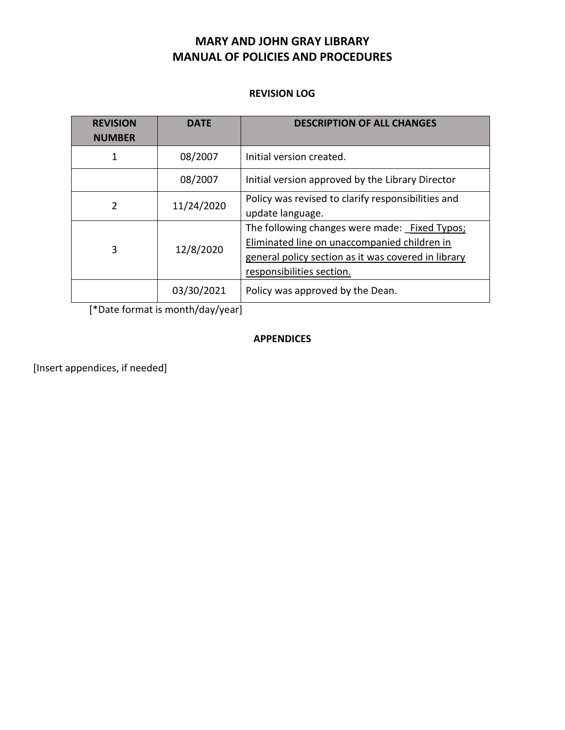# MARY AND JOHN GRAY LIBRARY
# MANUAL OF POLICIES AND PROCEDURES

## REVISION LOG

| REVISION NUMBER | DATE | DESCRIPTION OF ALL CHANGES |
|---|---|---|
| 1 | 08/2007 | Initial version created. |
| | 08/2007 | Initial version approved by the Library Director |
| 2 | 11/24/2020 | Policy was revised to clarify responsibilities and update language. |
| 3 | 12/8/2020 | The following changes were made: _Fixed Typos; Eliminated line on unaccompanied children in general policy section as it was covered in library responsibilities section. |
| | 03/30/2021 | Policy was approved by the Dean. |

[*Date format is month/day/year]

## APPENDICES

[Insert appendices, if needed]